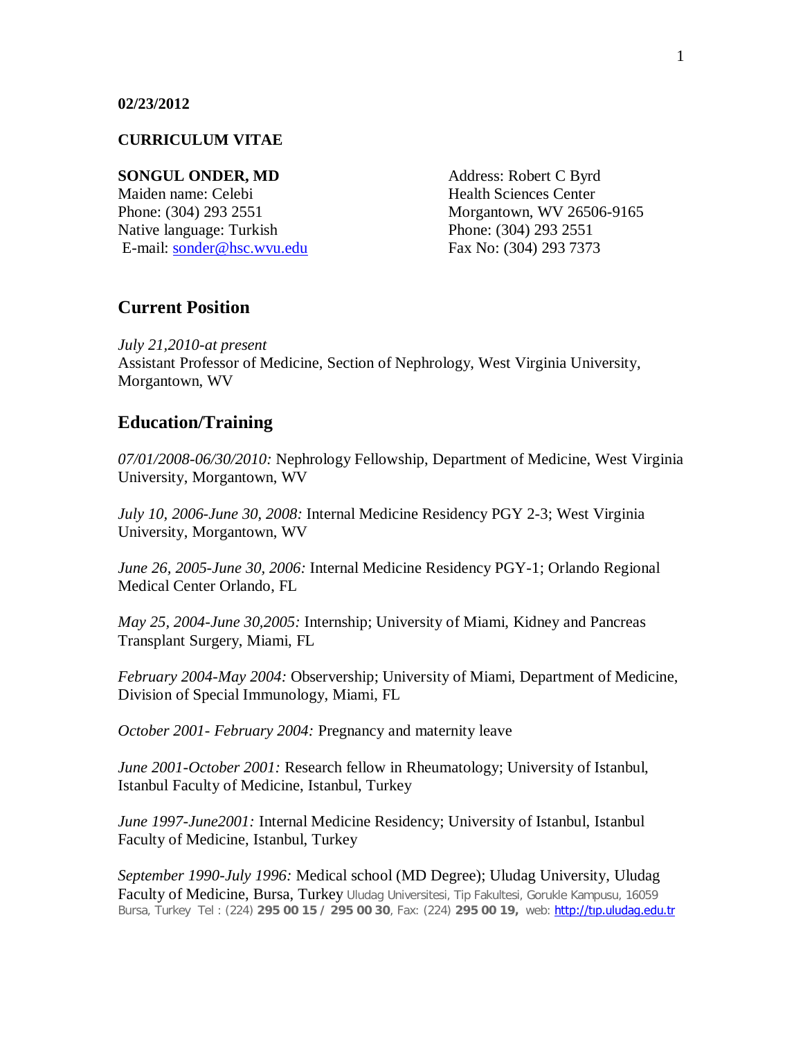**02/23/2012**

**CURRICULUM VITAE**

**SONGUL ONDER, MD**
Maiden name: Celebi
Phone: (304) 293 2551
Native language: Turkish
E-mail: sonder@hsc.wvu.edu

Address: Robert C Byrd
Health Sciences Center
Morgantown, WV 26506-9165
Phone: (304) 293 2551
Fax No: (304) 293 7373

## Current Position

*July 21,2010-at present*
Assistant Professor of Medicine, Section of Nephrology, West Virginia University, Morgantown, WV

## Education/Training

*07/01/2008-06/30/2010:* Nephrology Fellowship, Department of Medicine, West Virginia University, Morgantown, WV

*July 10, 2006-June 30, 2008:* Internal Medicine Residency PGY 2-3; West Virginia University, Morgantown, WV

*June 26, 2005-June 30, 2006:* Internal Medicine Residency PGY-1; Orlando Regional Medical Center Orlando, FL

*May 25, 2004-June 30,2005:* Internship; University of Miami, Kidney and Pancreas Transplant Surgery, Miami, FL

*February 2004-May 2004:* Observership; University of Miami, Department of Medicine, Division of Special Immunology, Miami, FL

*October 2001- February 2004:* Pregnancy and maternity leave

*June 2001-October 2001:* Research fellow in Rheumatology; University of Istanbul, Istanbul Faculty of Medicine, Istanbul, Turkey

*June 1997-June2001:* Internal Medicine Residency; University of Istanbul, Istanbul Faculty of Medicine, Istanbul, Turkey

*September 1990-July 1996:* Medical school (MD Degree); Uludag University, Uludag Faculty of Medicine, Bursa, Turkey Uludag Universitesi, Tip Fakultesi, Gorukle Kampusu, 16059 Bursa, Turkey Tel : (224) **295 00 15 / 295 00 30**, Fax: (224) **295 00 19,** web: http://tıp.uludag.edu.tr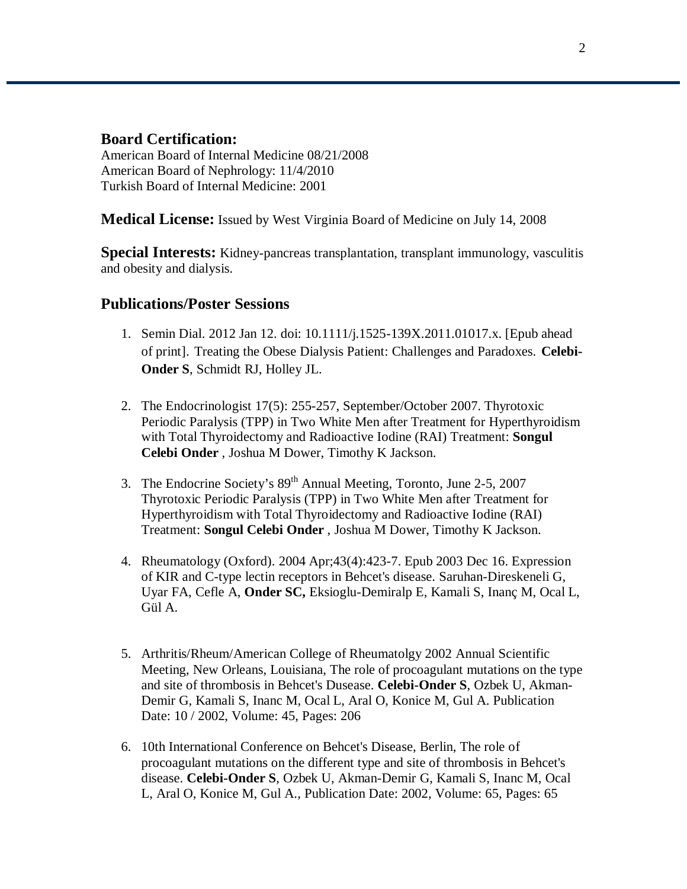## Board Certification:

American Board of Internal Medicine 08/21/2008
American Board of Nephrology: 11/4/2010
Turkish Board of Internal Medicine: 2001

**Medical License:** Issued by West Virginia Board of Medicine on July 14, 2008

**Special Interests:** Kidney-pancreas transplantation, transplant immunology, vasculitis and obesity and dialysis.

## Publications/Poster Sessions

1. Semin Dial. 2012 Jan 12. doi: 10.1111/j.1525-139X.2011.01017.x. [Epub ahead of print]. Treating the Obese Dialysis Patient: Challenges and Paradoxes. **Celebi-Onder S**, Schmidt RJ, Holley JL.

2. The Endocrinologist 17(5): 255-257, September/October 2007. Thyrotoxic Periodic Paralysis (TPP) in Two White Men after Treatment for Hyperthyroidism with Total Thyroidectomy and Radioactive Iodine (RAI) Treatment: **Songul Celebi Onder** , Joshua M Dower, Timothy K Jackson.

3. The Endocrine Society's 89th Annual Meeting, Toronto, June 2-5, 2007 Thyrotoxic Periodic Paralysis (TPP) in Two White Men after Treatment for Hyperthyroidism with Total Thyroidectomy and Radioactive Iodine (RAI) Treatment: **Songul Celebi Onder** , Joshua M Dower, Timothy K Jackson.

4. Rheumatology (Oxford). 2004 Apr;43(4):423-7. Epub 2003 Dec 16. Expression of KIR and C-type lectin receptors in Behcet's disease. Saruhan-Direskeneli G, Uyar FA, Cefle A, **Onder SC,** Eksioglu-Demiralp E, Kamali S, Inanç M, Ocal L, Gül A.

5. Arthritis/Rheum/American College of Rheumatolgy 2002 Annual Scientific Meeting, New Orleans, Louisiana, The role of procoagulant mutations on the type and site of thrombosis in Behcet's Dusease. **Celebi-Onder S**, Ozbek U, Akman-Demir G, Kamali S, Inanc M, Ocal L, Aral O, Konice M, Gul A. Publication Date: 10 / 2002, Volume: 45, Pages: 206

6. 10th International Conference on Behcet's Disease, Berlin, The role of procoagulant mutations on the different type and site of thrombosis in Behcet's disease. **Celebi-Onder S**, Ozbek U, Akman-Demir G, Kamali S, Inanc M, Ocal L, Aral O, Konice M, Gul A., Publication Date: 2002, Volume: 65, Pages: 65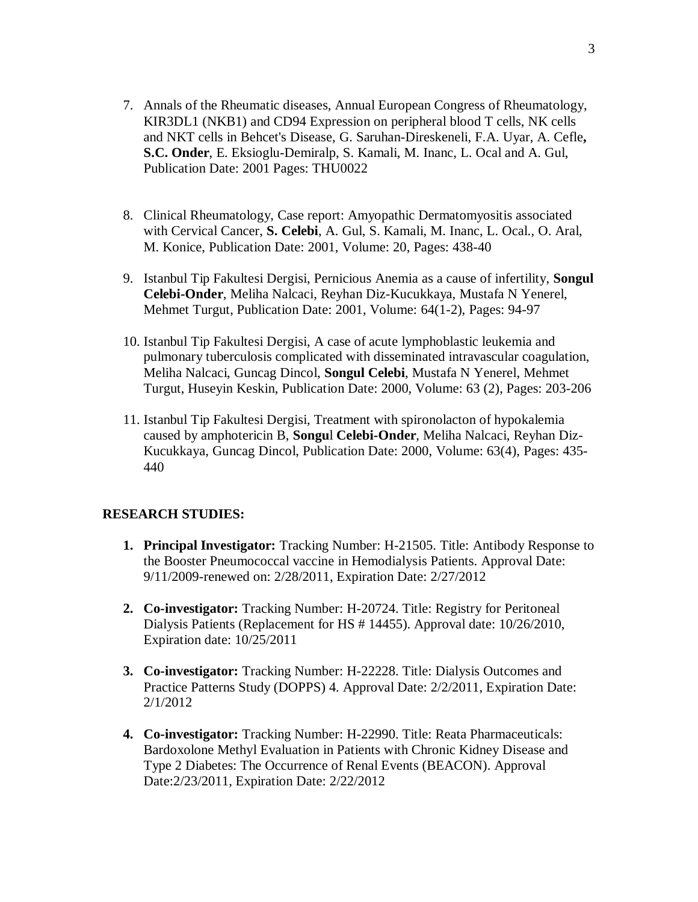7. Annals of the Rheumatic diseases, Annual European Congress of Rheumatology, KIR3DL1 (NKB1) and CD94 Expression on peripheral blood T cells, NK cells and NKT cells in Behcet's Disease, G. Saruhan-Direskeneli, F.A. Uyar, A. Cefle**,** **S.C. Onder**, E. Eksioglu-Demiralp, S. Kamali, M. Inanc, L. Ocal and A. Gul, Publication Date: 2001 Pages: THU0022

8. Clinical Rheumatology, Case report: Amyopathic Dermatomyositis associated with Cervical Cancer, **S. Celebi**, A. Gul, S. Kamali, M. Inanc, L. Ocal., O. Aral, M. Konice, Publication Date: 2001, Volume: 20, Pages: 438-40

9. Istanbul Tip Fakultesi Dergisi, Pernicious Anemia as a cause of infertility, **Songul Celebi-Onder**, Meliha Nalcaci, Reyhan Diz-Kucukkaya, Mustafa N Yenerel, Mehmet Turgut, Publication Date: 2001, Volume: 64(1-2), Pages: 94-97

10. Istanbul Tip Fakultesi Dergisi, A case of acute lymphoblastic leukemia and pulmonary tuberculosis complicated with disseminated intravascular coagulation, Meliha Nalcaci, Guncag Dincol, **Songul Celebi**, Mustafa N Yenerel, Mehmet Turgut, Huseyin Keskin, Publication Date: 2000, Volume: 63 (2), Pages: 203-206

11. Istanbul Tip Fakultesi Dergisi, Treatment with spironolacton of hypokalemia caused by amphotericin B, **Songu**l **Celebi-Onder**, Meliha Nalcaci, Reyhan Diz-Kucukkaya, Guncag Dincol, Publication Date: 2000, Volume: 63(4), Pages: 435-440

**RESEARCH STUDIES:**

1. **Principal Investigator:** Tracking Number: H-21505. Title: Antibody Response to the Booster Pneumococcal vaccine in Hemodialysis Patients. Approval Date: 9/11/2009-renewed on: 2/28/2011, Expiration Date: 2/27/2012

2. **Co-investigator:** Tracking Number: H-20724. Title: Registry for Peritoneal Dialysis Patients (Replacement for HS # 14455). Approval date: 10/26/2010, Expiration date: 10/25/2011

3. **Co-investigator:** Tracking Number: H-22228. Title: Dialysis Outcomes and Practice Patterns Study (DOPPS) 4. Approval Date: 2/2/2011, Expiration Date: 2/1/2012

4. **Co-investigator:** Tracking Number: H-22990. Title: Reata Pharmaceuticals: Bardoxolone Methyl Evaluation in Patients with Chronic Kidney Disease and Type 2 Diabetes: The Occurrence of Renal Events (BEACON). Approval Date:2/23/2011, Expiration Date: 2/22/2012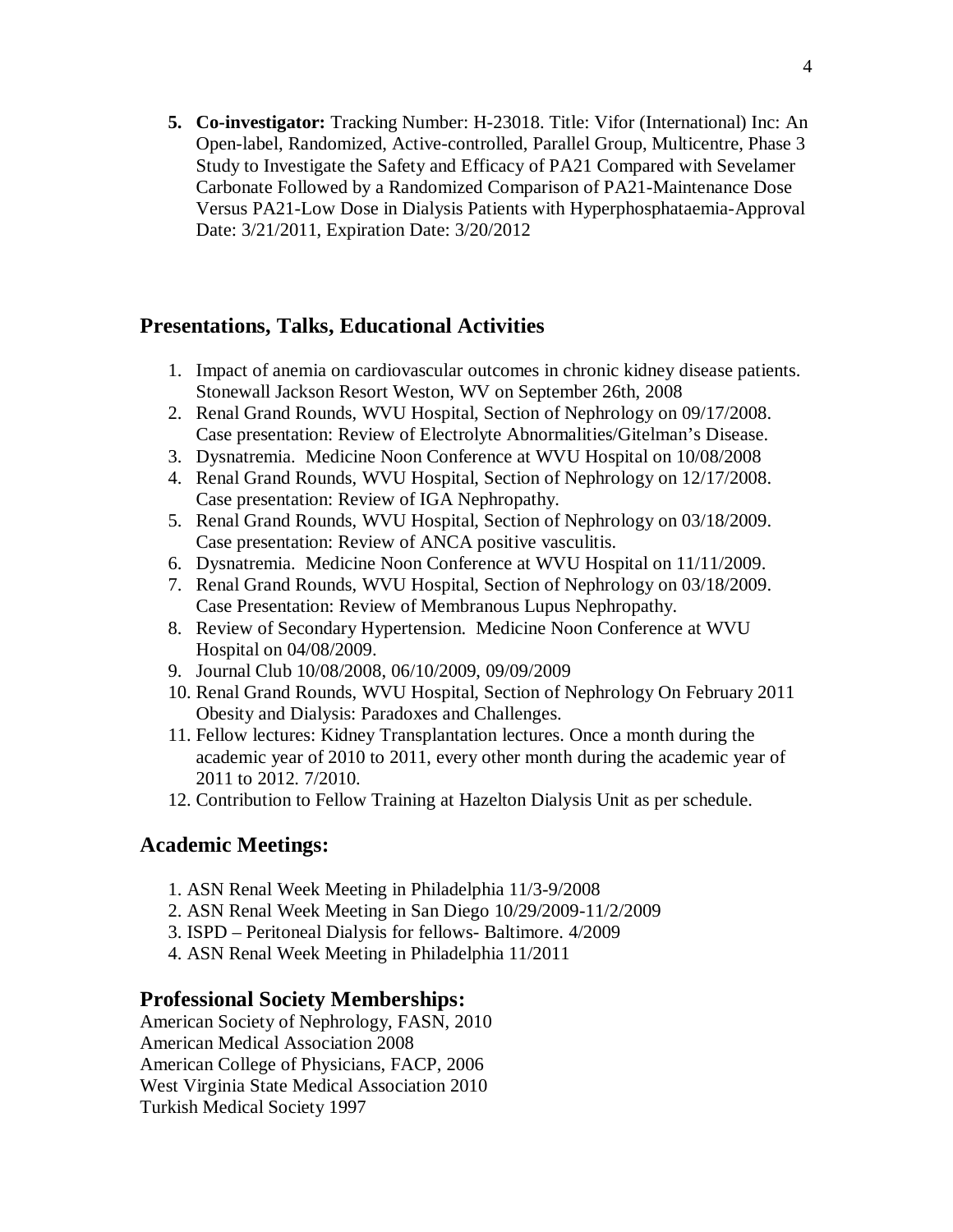5. **Co-investigator:** Tracking Number: H-23018. Title: Vifor (International) Inc: An Open-label, Randomized, Active-controlled, Parallel Group, Multicentre, Phase 3 Study to Investigate the Safety and Efficacy of PA21 Compared with Sevelamer Carbonate Followed by a Randomized Comparison of PA21-Maintenance Dose Versus PA21-Low Dose in Dialysis Patients with Hyperphosphataemia-Approval Date: 3/21/2011, Expiration Date: 3/20/2012

## Presentations, Talks, Educational Activities

1. Impact of anemia on cardiovascular outcomes in chronic kidney disease patients. Stonewall Jackson Resort Weston, WV on September 26th, 2008
2. Renal Grand Rounds, WVU Hospital, Section of Nephrology on 09/17/2008. Case presentation: Review of Electrolyte Abnormalities/Gitelman's Disease.
3. Dysnatremia. Medicine Noon Conference at WVU Hospital on 10/08/2008
4. Renal Grand Rounds, WVU Hospital, Section of Nephrology on 12/17/2008. Case presentation: Review of IGA Nephropathy.
5. Renal Grand Rounds, WVU Hospital, Section of Nephrology on 03/18/2009. Case presentation: Review of ANCA positive vasculitis.
6. Dysnatremia. Medicine Noon Conference at WVU Hospital on 11/11/2009.
7. Renal Grand Rounds, WVU Hospital, Section of Nephrology on 03/18/2009. Case Presentation: Review of Membranous Lupus Nephropathy.
8. Review of Secondary Hypertension. Medicine Noon Conference at WVU Hospital on 04/08/2009.
9. Journal Club 10/08/2008, 06/10/2009, 09/09/2009
10. Renal Grand Rounds, WVU Hospital, Section of Nephrology On February 2011 Obesity and Dialysis: Paradoxes and Challenges.
11. Fellow lectures: Kidney Transplantation lectures. Once a month during the academic year of 2010 to 2011, every other month during the academic year of 2011 to 2012. 7/2010.
12. Contribution to Fellow Training at Hazelton Dialysis Unit as per schedule.

## Academic Meetings:

1. ASN Renal Week Meeting in Philadelphia 11/3-9/2008
2. ASN Renal Week Meeting in San Diego 10/29/2009-11/2/2009
3. ISPD – Peritoneal Dialysis for fellows- Baltimore. 4/2009
4. ASN Renal Week Meeting in Philadelphia 11/2011

## Professional Society Memberships:

American Society of Nephrology, FASN, 2010
American Medical Association 2008
American College of Physicians, FACP, 2006
West Virginia State Medical Association 2010
Turkish Medical Society 1997